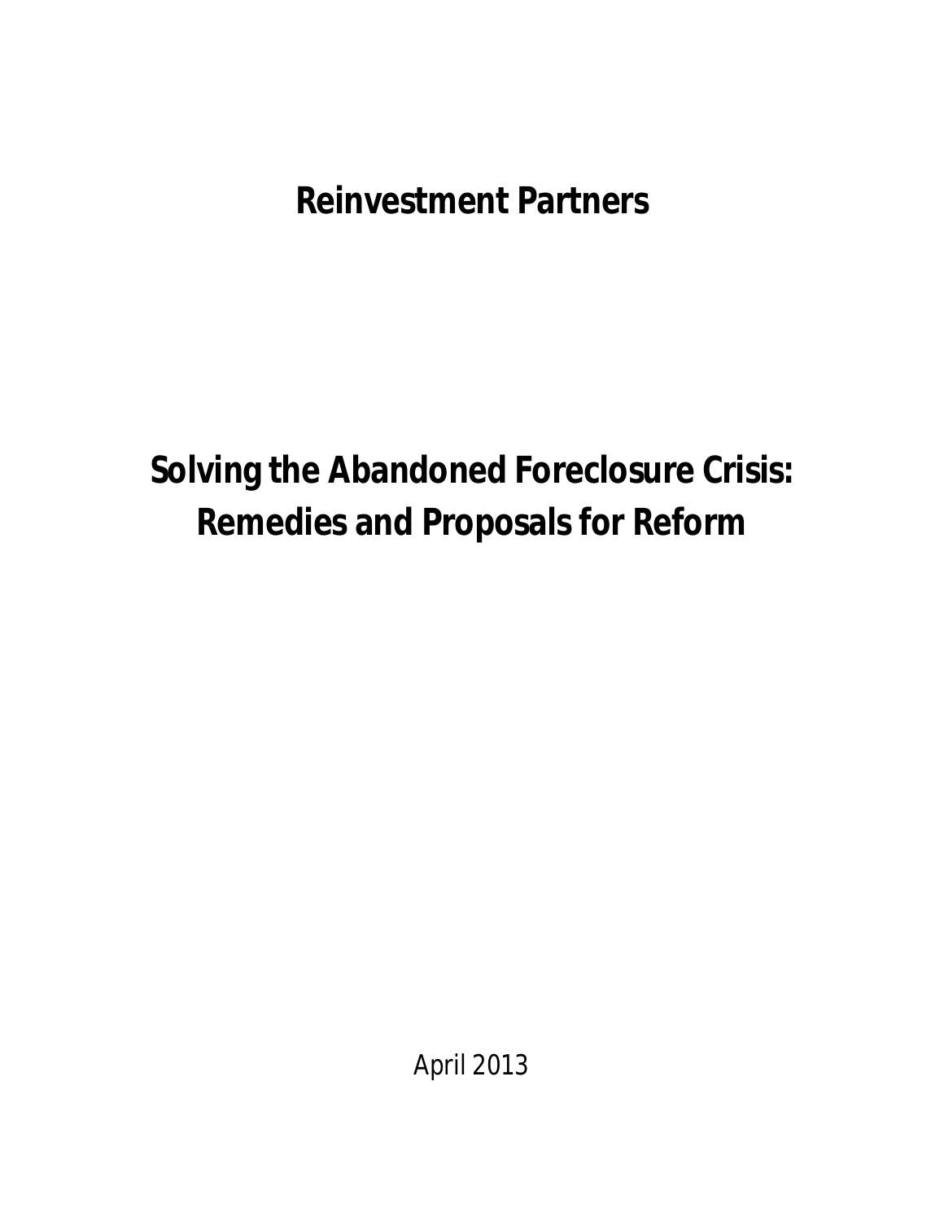# Reinvestment Partners

# Solving the Abandoned Foreclosure Crisis: Remedies and Proposals for Reform

April 2013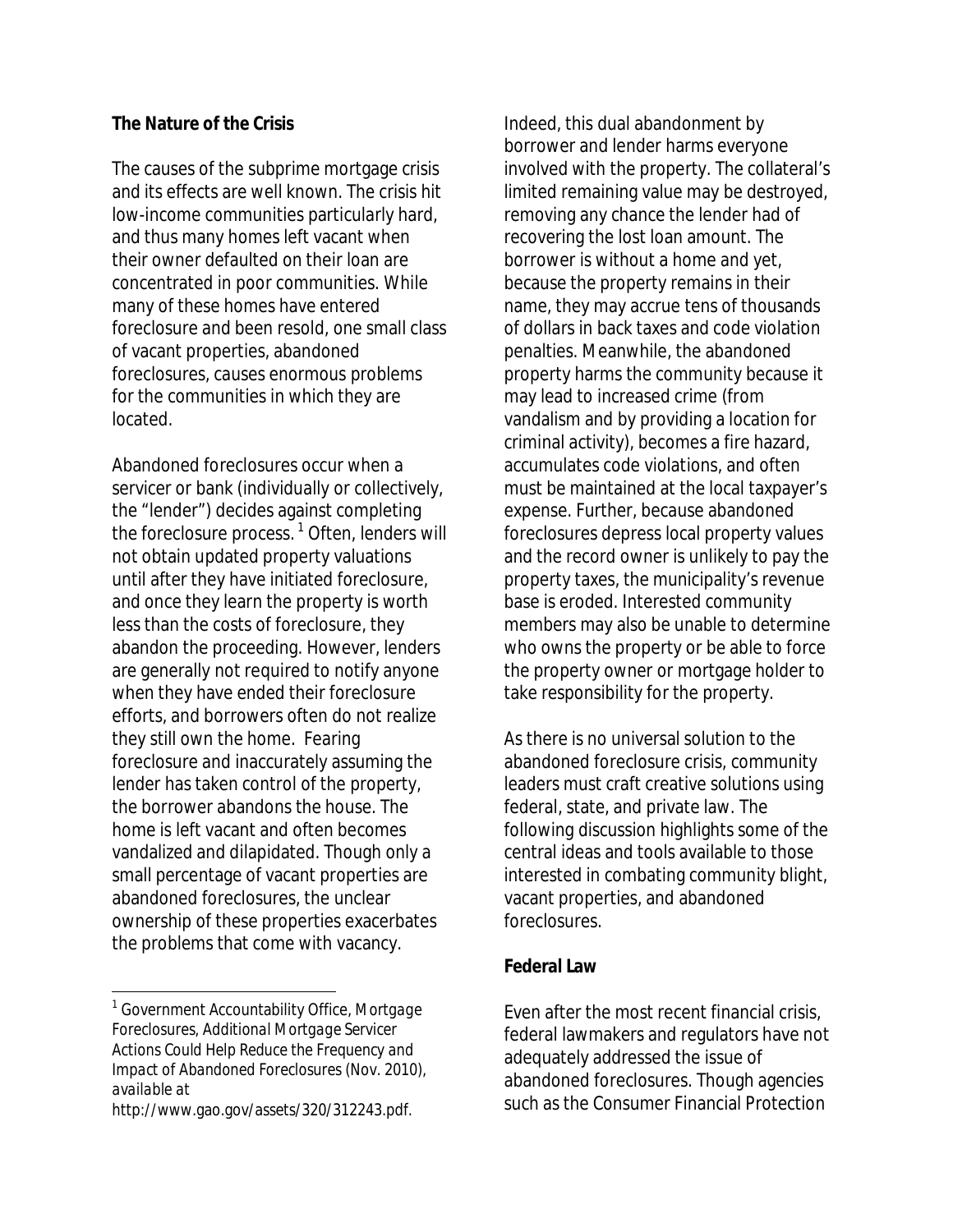## The Nature of the Crisis

The causes of the subprime mortgage crisis and its effects are well known. The crisis hit low-income communities particularly hard, and thus many homes left vacant when their owner defaulted on their loan are concentrated in poor communities. While many of these homes have entered foreclosure and been resold, one small class of vacant properties, abandoned foreclosures, causes enormous problems for the communities in which they are located.

Abandoned foreclosures occur when a servicer or bank (individually or collectively, the "lender") decides against completing the foreclosure process.[1] Often, lenders will not obtain updated property valuations until after they have initiated foreclosure, and once they learn the property is worth less than the costs of foreclosure, they abandon the proceeding. However, lenders are generally not required to notify anyone when they have ended their foreclosure efforts, and borrowers often do not realize they still own the home. Fearing foreclosure and inaccurately assuming the lender has taken control of the property, the borrower abandons the house. The home is left vacant and often becomes vandalized and dilapidated. Though only a small percentage of vacant properties are abandoned foreclosures, the unclear ownership of these properties exacerbates the problems that come with vacancy.

Indeed, this dual abandonment by borrower and lender harms everyone involved with the property. The collateral's limited remaining value may be destroyed, removing any chance the lender had of recovering the lost loan amount. The borrower is without a home and yet, because the property remains in their name, they may accrue tens of thousands of dollars in back taxes and code violation penalties. Meanwhile, the abandoned property harms the community because it may lead to increased crime (from vandalism and by providing a location for criminal activity), becomes a fire hazard, accumulates code violations, and often must be maintained at the local taxpayer's expense. Further, because abandoned foreclosures depress local property values and the record owner is unlikely to pay the property taxes, the municipality's revenue base is eroded. Interested community members may also be unable to determine who owns the property or be able to force the property owner or mortgage holder to take responsibility for the property.

As there is no universal solution to the abandoned foreclosure crisis, community leaders must craft creative solutions using federal, state, and private law. The following discussion highlights some of the central ideas and tools available to those interested in combating community blight, vacant properties, and abandoned foreclosures.

## Federal Law

Even after the most recent financial crisis, federal lawmakers and regulators have not adequately addressed the issue of abandoned foreclosures. Though agencies such as the Consumer Financial Protection

---

[1] Government Accountability Office, *Mortgage Foreclosures, Additional Mortgage Servicer Actions Could Help Reduce the Frequency and Impact of Abandoned Foreclosures* (Nov. 2010), *available at* http://www.gao.gov/assets/320/312243.pdf.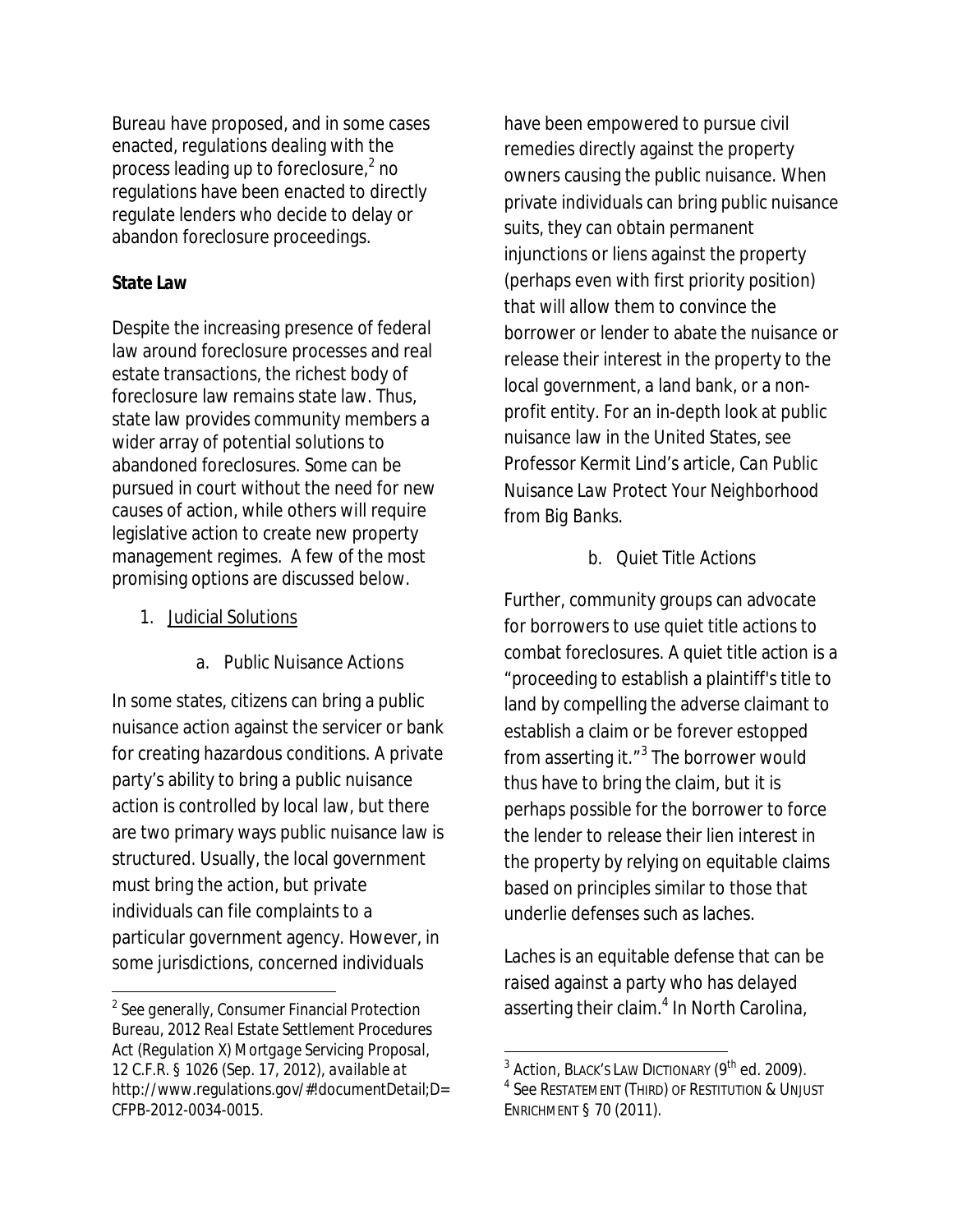Bureau have proposed, and in some cases enacted, regulations dealing with the process leading up to foreclosure,[2] no regulations have been enacted to directly regulate lenders who decide to delay or abandon foreclosure proceedings.

**State Law**

Despite the increasing presence of federal law around foreclosure processes and real estate transactions, the richest body of foreclosure law remains state law. Thus, state law provides community members a wider array of potential solutions to abandoned foreclosures. Some can be pursued in court without the need for new causes of action, while others will require legislative action to create new property management regimes. A few of the most promising options are discussed below.

1. Judicial Solutions

   a. Public Nuisance Actions

In some states, citizens can bring a public nuisance action against the servicer or bank for creating hazardous conditions. A private party's ability to bring a public nuisance action is controlled by local law, but there are two primary ways public nuisance law is structured. Usually, the local government must bring the action, but private individuals can file complaints to a particular government agency. However, in some jurisdictions, concerned individuals have been empowered to pursue civil remedies directly against the property owners causing the public nuisance. When private individuals can bring public nuisance suits, they can obtain permanent injunctions or liens against the property (perhaps even with first priority position) that will allow them to convince the borrower or lender to abate the nuisance or release their interest in the property to the local government, a land bank, or a non-profit entity. For an in-depth look at public nuisance law in the United States, see Professor Kermit Lind's article, *Can Public Nuisance Law Protect Your Neighborhood from Big Banks.*

   b. Quiet Title Actions

Further, community groups can advocate for borrowers to use quiet title actions to combat foreclosures. A quiet title action is a "proceeding to establish a plaintiff's title to land by compelling the adverse claimant to establish a claim or be forever estopped from asserting it."[3] The borrower would thus have to bring the claim, but it is perhaps possible for the borrower to force the lender to release their lien interest in the property by relying on equitable claims based on principles similar to those that underlie defenses such as laches.

Laches is an equitable defense that can be raised against a party who has delayed asserting their claim.[4] In North Carolina,

---

[2] *See generally*, Consumer Financial Protection Bureau, *2012 Real Estate Settlement Procedures Act (Regulation X) Mortgage Servicing Proposal*, 12 C.F.R. § 1026 (Sep. 17, 2012), *available at* http://www.regulations.gov/#!documentDetail;D=CFPB-2012-0034-0015.

[3] Action, BLACK'S LAW DICTIONARY (9th ed. 2009).

[4] *See* RESTATEMENT (THIRD) OF RESTITUTION & UNJUST ENRICHMENT § 70 (2011).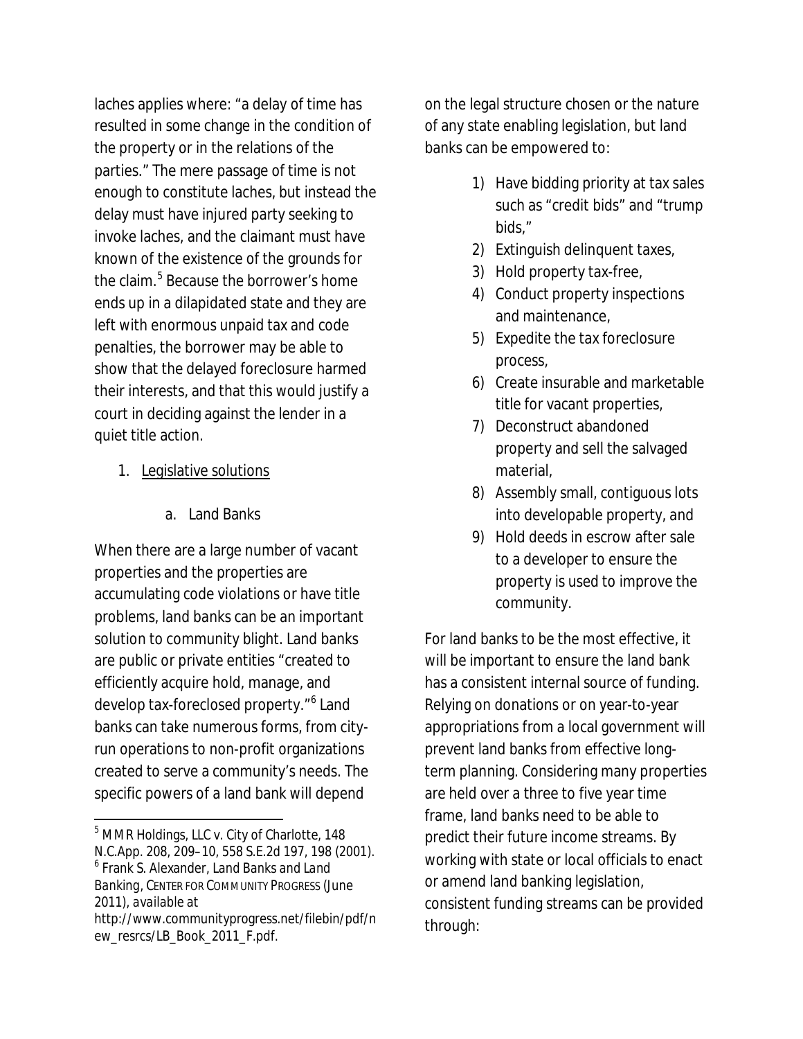laches applies where: "a delay of time has resulted in some change in the condition of the property or in the relations of the parties." The mere passage of time is not enough to constitute laches, but instead the delay must have injured party seeking to invoke laches, and the claimant must have known of the existence of the grounds for the claim.[5] Because the borrower's home ends up in a dilapidated state and they are left with enormous unpaid tax and code penalties, the borrower may be able to show that the delayed foreclosure harmed their interests, and that this would justify a court in deciding against the lender in a quiet title action.

1. Legislative solutions

   a. Land Banks

When there are a large number of vacant properties and the properties are accumulating code violations or have title problems, land banks can be an important solution to community blight. Land banks are public or private entities "created to efficiently acquire hold, manage, and develop tax-foreclosed property."[6] Land banks can take numerous forms, from city-run operations to non-profit organizations created to serve a community's needs. The specific powers of a land bank will depend on the legal structure chosen or the nature of any state enabling legislation, but land banks can be empowered to:

1) Have bidding priority at tax sales such as "credit bids" and "trump bids,"
2) Extinguish delinquent taxes,
3) Hold property tax-free,
4) Conduct property inspections and maintenance,
5) Expedite the tax foreclosure process,
6) Create insurable and marketable title for vacant properties,
7) Deconstruct abandoned property and sell the salvaged material,
8) Assembly small, contiguous lots into developable property, and
9) Hold deeds in escrow after sale to a developer to ensure the property is used to improve the community.

For land banks to be the most effective, it will be important to ensure the land bank has a consistent internal source of funding. Relying on donations or on year-to-year appropriations from a local government will prevent land banks from effective long-term planning. Considering many properties are held over a three to five year time frame, land banks need to be able to predict their future income streams. By working with state or local officials to enact or amend land banking legislation, consistent funding streams can be provided through:

---

[5] MMR Holdings, LLC v. City of Charlotte, 148 N.C.App. 208, 209–10, 558 S.E.2d 197, 198 (2001).

[6] Frank S. Alexander, Land Banks and Land Banking, CENTER FOR COMMUNITY PROGRESS (June 2011), *available at* http://www.communityprogress.net/filebin/pdf/new_resrcs/LB_Book_2011_F.pdf.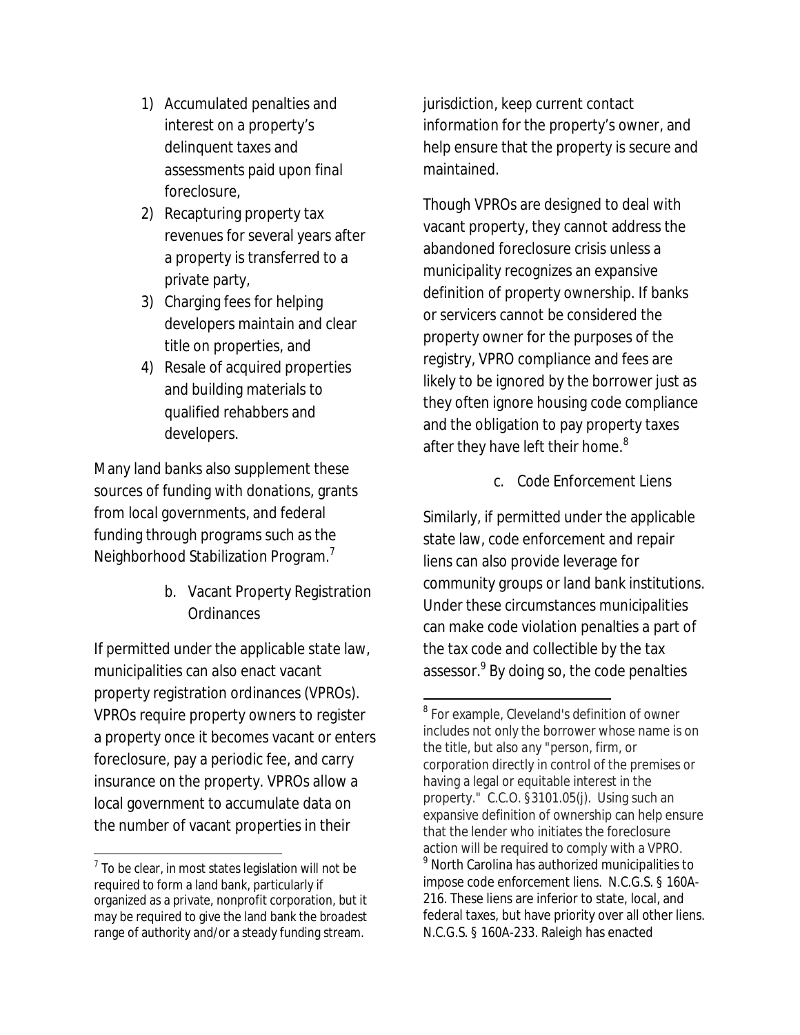1) Accumulated penalties and interest on a property's delinquent taxes and assessments paid upon final foreclosure,
2) Recapturing property tax revenues for several years after a property is transferred to a private party,
3) Charging fees for helping developers maintain and clear title on properties, and
4) Resale of acquired properties and building materials to qualified rehabbers and developers.

Many land banks also supplement these sources of funding with donations, grants from local governments, and federal funding through programs such as the Neighborhood Stabilization Program.[7]

### b. Vacant Property Registration Ordinances

If permitted under the applicable state law, municipalities can also enact vacant property registration ordinances (VPROs). VPROs require property owners to register a property once it becomes vacant or enters foreclosure, pay a periodic fee, and carry insurance on the property. VPROs allow a local government to accumulate data on the number of vacant properties in their jurisdiction, keep current contact information for the property's owner, and help ensure that the property is secure and maintained.

Though VPROs are designed to deal with vacant property, they cannot address the abandoned foreclosure crisis unless a municipality recognizes an expansive definition of property ownership. If banks or servicers cannot be considered the property owner for the purposes of the registry, VPRO compliance and fees are likely to be ignored by the borrower just as they often ignore housing code compliance and the obligation to pay property taxes after they have left their home.[8]

### c. Code Enforcement Liens

Similarly, if permitted under the applicable state law, code enforcement and repair liens can also provide leverage for community groups or land bank institutions. Under these circumstances municipalities can make code violation penalties a part of the tax code and collectible by the tax assessor.[9] By doing so, the code penalties

---

[7] To be clear, in most states legislation will not be required to form a land bank, particularly if organized as a private, nonprofit corporation, but it may be required to give the land bank the broadest range of authority and/or a steady funding stream.

[8] For example, Cleveland's definition of owner includes not only the borrower whose name is on the title, but also any "person, firm, or corporation directly in control of the premises or having a legal or equitable interest in the property." C.C.O. §3101.05(j). Using such an expansive definition of ownership can help ensure that the lender who initiates the foreclosure action will be required to comply with a VPRO.

[9] North Carolina has authorized municipalities to impose code enforcement liens. N.C.G.S. § 160A-216. These liens are inferior to state, local, and federal taxes, but have priority over all other liens. N.C.G.S. § 160A-233. Raleigh has enacted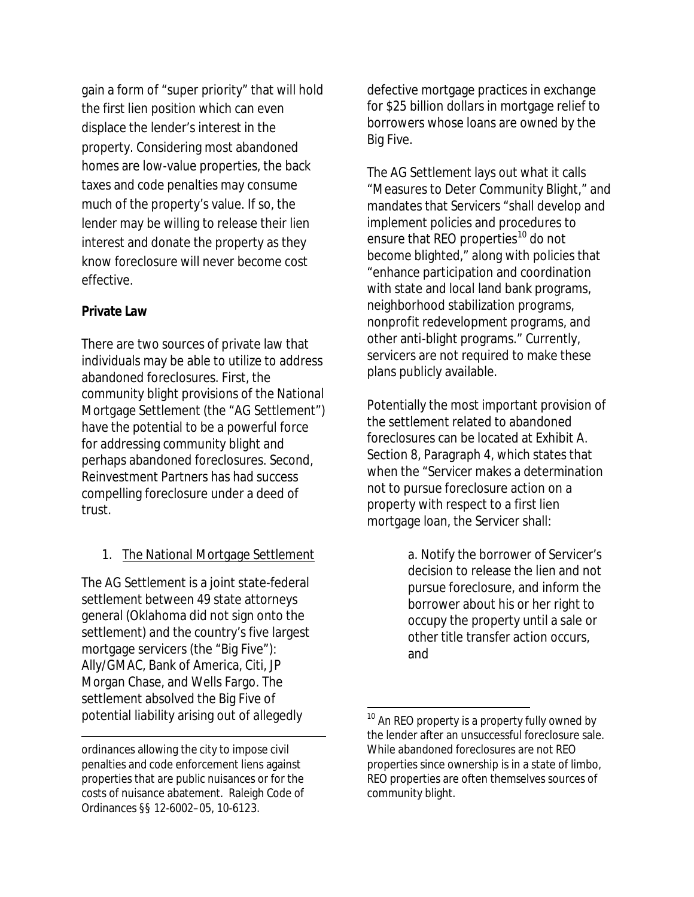gain a form of "super priority" that will hold the first lien position which can even displace the lender's interest in the property. Considering most abandoned homes are low-value properties, the back taxes and code penalties may consume much of the property's value. If so, the lender may be willing to release their lien interest and donate the property as they know foreclosure will never become cost effective.

**Private Law**

There are two sources of private law that individuals may be able to utilize to address abandoned foreclosures. First, the community blight provisions of the National Mortgage Settlement (the "AG Settlement") have the potential to be a powerful force for addressing community blight and perhaps abandoned foreclosures. Second, Reinvestment Partners has had success compelling foreclosure under a deed of trust.

1. The National Mortgage Settlement

The AG Settlement is a joint state-federal settlement between 49 state attorneys general (Oklahoma did not sign onto the settlement) and the country's five largest mortgage servicers (the "Big Five"): Ally/GMAC, Bank of America, Citi, JP Morgan Chase, and Wells Fargo. The settlement absolved the Big Five of potential liability arising out of allegedly defective mortgage practices in exchange for $25 billion dollars in mortgage relief to borrowers whose loans are owned by the Big Five.

The AG Settlement lays out what it calls "Measures to Deter Community Blight," and mandates that Servicers "shall develop and implement policies and procedures to ensure that REO properties[10] do not become blighted," along with policies that "enhance participation and coordination with state and local land bank programs, neighborhood stabilization programs, nonprofit redevelopment programs, and other anti-blight programs." Currently, servicers are not required to make these plans publicly available.

Potentially the most important provision of the settlement related to abandoned foreclosures can be located at Exhibit A. Section 8, Paragraph 4, which states that when the "Servicer makes a determination not to pursue foreclosure action on a property with respect to a first lien mortgage loan, the Servicer shall:

> a. Notify the borrower of Servicer's decision to release the lien and not pursue foreclosure, and inform the borrower about his or her right to occupy the property until a sale or other title transfer action occurs, and

ordinances allowing the city to impose civil penalties and code enforcement liens against properties that are public nuisances or for the costs of nuisance abatement. Raleigh Code of Ordinances §§ 12-6002–05, 10-6123.

[10] An REO property is a property fully owned by the lender after an unsuccessful foreclosure sale. While abandoned foreclosures are not REO properties since ownership is in a state of limbo, REO properties are often themselves sources of community blight.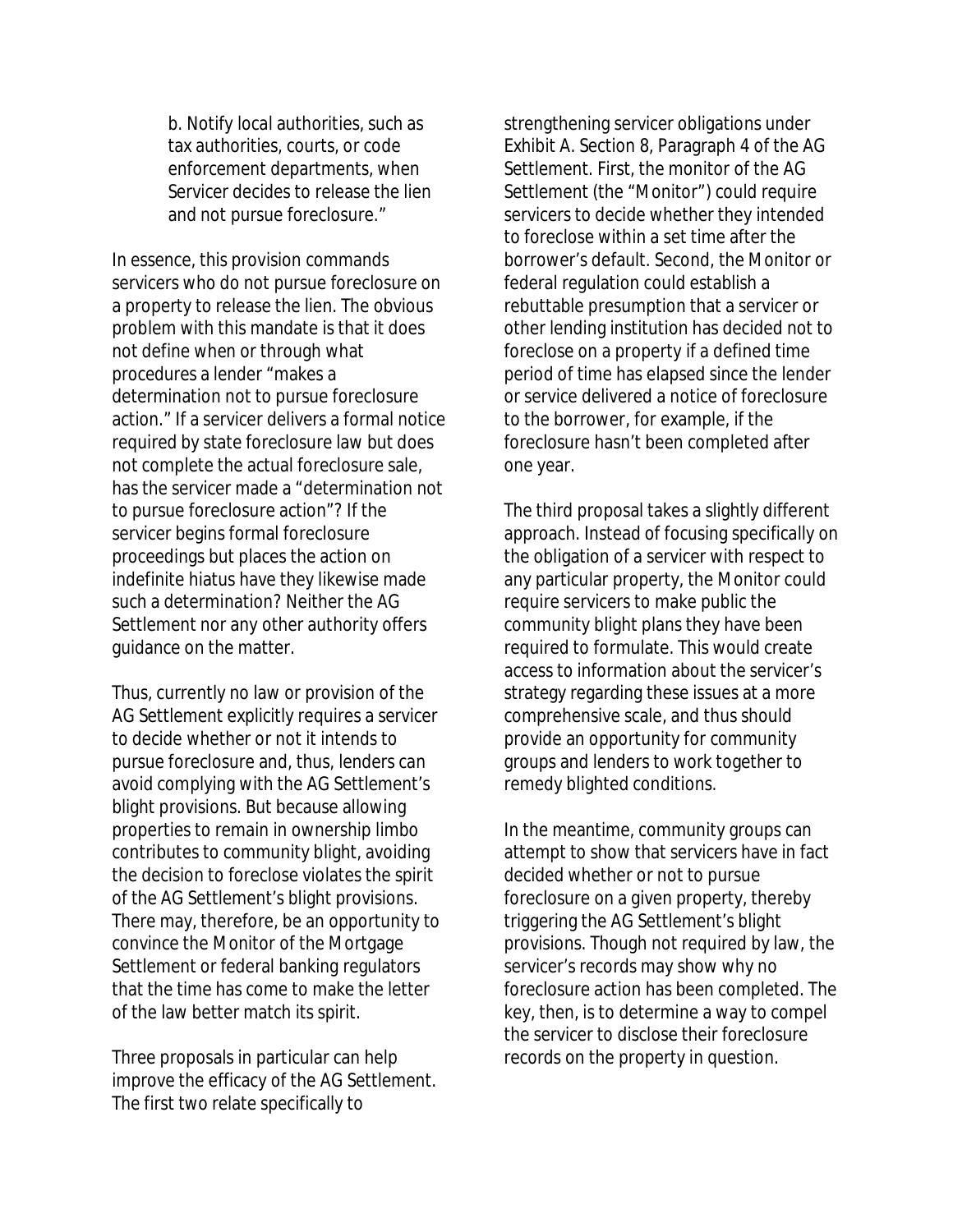> b. Notify local authorities, such as tax authorities, courts, or code enforcement departments, when Servicer decides to release the lien and not pursue foreclosure."

In essence, this provision commands servicers who do not pursue foreclosure on a property to release the lien. The obvious problem with this mandate is that it does not define when or through what procedures a lender "makes a determination not to pursue foreclosure action." If a servicer delivers a formal notice required by state foreclosure law but does not complete the actual foreclosure sale, has the servicer made a "determination not to pursue foreclosure action"? If the servicer begins formal foreclosure proceedings but places the action on indefinite hiatus have they likewise made such a determination? Neither the AG Settlement nor any other authority offers guidance on the matter.

Thus, currently no law or provision of the AG Settlement explicitly requires a servicer to decide whether or not it intends to pursue foreclosure and, thus, lenders can avoid complying with the AG Settlement's blight provisions. But because allowing properties to remain in ownership limbo contributes to community blight, avoiding the decision to foreclose violates the spirit of the AG Settlement's blight provisions. There may, therefore, be an opportunity to convince the Monitor of the Mortgage Settlement or federal banking regulators that the time has come to make the letter of the law better match its spirit.

Three proposals in particular can help improve the efficacy of the AG Settlement. The first two relate specifically to strengthening servicer obligations under Exhibit A. Section 8, Paragraph 4 of the AG Settlement. First, the monitor of the AG Settlement (the "Monitor") could require servicers to decide whether they intended to foreclose within a set time after the borrower's default. Second, the Monitor or federal regulation could establish a rebuttable presumption that a servicer or other lending institution has decided not to foreclose on a property if a defined time period of time has elapsed since the lender or service delivered a notice of foreclosure to the borrower, for example, if the foreclosure hasn't been completed after one year.

The third proposal takes a slightly different approach. Instead of focusing specifically on the obligation of a servicer with respect to any particular property, the Monitor could require servicers to make public the community blight plans they have been required to formulate. This would create access to information about the servicer's strategy regarding these issues at a more comprehensive scale, and thus should provide an opportunity for community groups and lenders to work together to remedy blighted conditions.

In the meantime, community groups can attempt to show that servicers have in fact decided whether or not to pursue foreclosure on a given property, thereby triggering the AG Settlement's blight provisions. Though not required by law, the servicer's records may show why no foreclosure action has been completed. The key, then, is to determine a way to compel the servicer to disclose their foreclosure records on the property in question.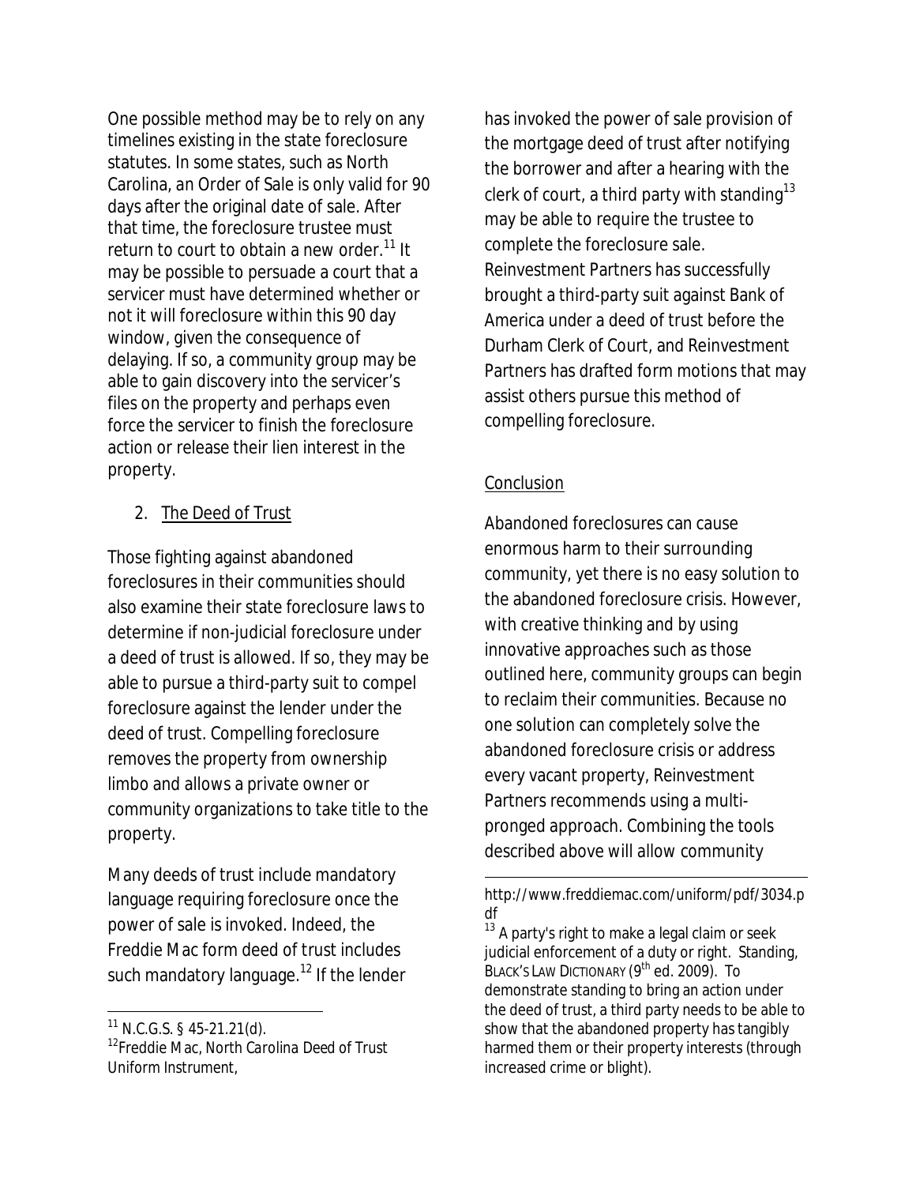One possible method may be to rely on any timelines existing in the state foreclosure statutes. In some states, such as North Carolina, an Order of Sale is only valid for 90 days after the original date of sale. After that time, the foreclosure trustee must return to court to obtain a new order.[11] It may be possible to persuade a court that a servicer must have determined whether or not it will foreclosure within this 90 day window, given the consequence of delaying. If so, a community group may be able to gain discovery into the servicer's files on the property and perhaps even force the servicer to finish the foreclosure action or release their lien interest in the property.

2. The Deed of Trust

Those fighting against abandoned foreclosures in their communities should also examine their state foreclosure laws to determine if non-judicial foreclosure under a deed of trust is allowed. If so, they may be able to pursue a third-party suit to compel foreclosure against the lender under the deed of trust. Compelling foreclosure removes the property from ownership limbo and allows a private owner or community organizations to take title to the property.

Many deeds of trust include mandatory language requiring foreclosure once the power of sale is invoked. Indeed, the Freddie Mac form deed of trust includes such mandatory language.[12] If the lender has invoked the power of sale provision of the mortgage deed of trust after notifying the borrower and after a hearing with the clerk of court, a third party with standing[13] may be able to require the trustee to complete the foreclosure sale. Reinvestment Partners has successfully brought a third-party suit against Bank of America under a deed of trust before the Durham Clerk of Court, and Reinvestment Partners has drafted form motions that may assist others pursue this method of compelling foreclosure.

## Conclusion

Abandoned foreclosures can cause enormous harm to their surrounding community, yet there is no easy solution to the abandoned foreclosure crisis. However, with creative thinking and by using innovative approaches such as those outlined here, community groups can begin to reclaim their communities. Because no one solution can completely solve the abandoned foreclosure crisis or address every vacant property, Reinvestment Partners recommends using a multi-pronged approach. Combining the tools described above will allow community

---

[11] N.C.G.S. § 45-21.21(d).

[12] Freddie Mac, North Carolina Deed of Trust Uniform Instrument, http://www.freddiemac.com/uniform/pdf/3034.pdf

[13] A party's right to make a legal claim or seek judicial enforcement of a duty or right. Standing, BLACK'S LAW DICTIONARY (9th ed. 2009). To demonstrate standing to bring an action under the deed of trust, a third party needs to be able to show that the abandoned property has tangibly harmed them or their property interests (through increased crime or blight).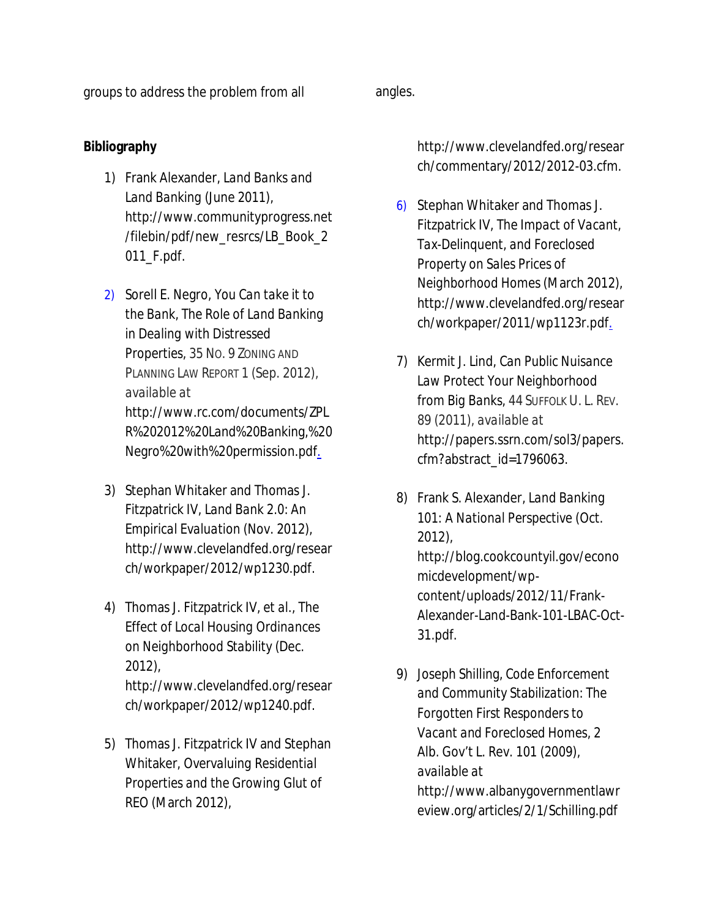groups to address the problem from all angles.

**Bibliography**

1) Frank Alexander, *Land Banks and Land Banking* (June 2011), http://www.communityprogress.net/filebin/pdf/new_resrcs/LB_Book_2011_F.pdf.

2) Sorell E. Negro, *You Can take it to the Bank, The Role of Land Banking in Dealing with Distressed Properties*, 35 NO. 9 ZONING AND PLANNING LAW REPORT 1 (Sep. 2012), *available at* http://www.rc.com/documents/ZPLR%202012%20Land%20Banking,%20Negro%20with%20permission.pdf.

3) Stephan Whitaker and Thomas J. Fitzpatrick IV, *Land Bank 2.0: An Empirical Evaluation* (Nov. 2012), http://www.clevelandfed.org/research/workpaper/2012/wp1230.pdf.

4) Thomas J. Fitzpatrick IV, et al., *The Effect of Local Housing Ordinances on Neighborhood Stability* (Dec. 2012), http://www.clevelandfed.org/research/workpaper/2012/wp1240.pdf.

5) Thomas J. Fitzpatrick IV and Stephan Whitaker, *Overvaluing Residential Properties and the Growing Glut of REO* (March 2012), http://www.clevelandfed.org/research/commentary/2012/2012-03.cfm.

6) Stephan Whitaker and Thomas J. Fitzpatrick IV, *The Impact of Vacant, Tax-Delinquent, and Foreclosed Property on Sales Prices of Neighborhood Homes* (March 2012), http://www.clevelandfed.org/research/workpaper/2011/wp1123r.pdf.

7) Kermit J. Lind, *Can Public Nuisance Law Protect Your Neighborhood from Big Banks*, 44 SUFFOLK U. L. REV. 89 (2011), *available at* http://papers.ssrn.com/sol3/papers.cfm?abstract_id=1796063.

8) Frank S. Alexander, *Land Banking 101: A National Perspective* (Oct. 2012), http://blog.cookcountyil.gov/economicdevelopment/wp-content/uploads/2012/11/Frank-Alexander-Land-Bank-101-LBAC-Oct-31.pdf.

9) Joseph Shilling, *Code Enforcement and Community Stabilization: The Forgotten First Responders to Vacant and Foreclosed Homes*, 2 Alb. Gov't L. Rev. 101 (2009), *available at* http://www.albanygovernmentlawreview.org/articles/2/1/Schilling.pdf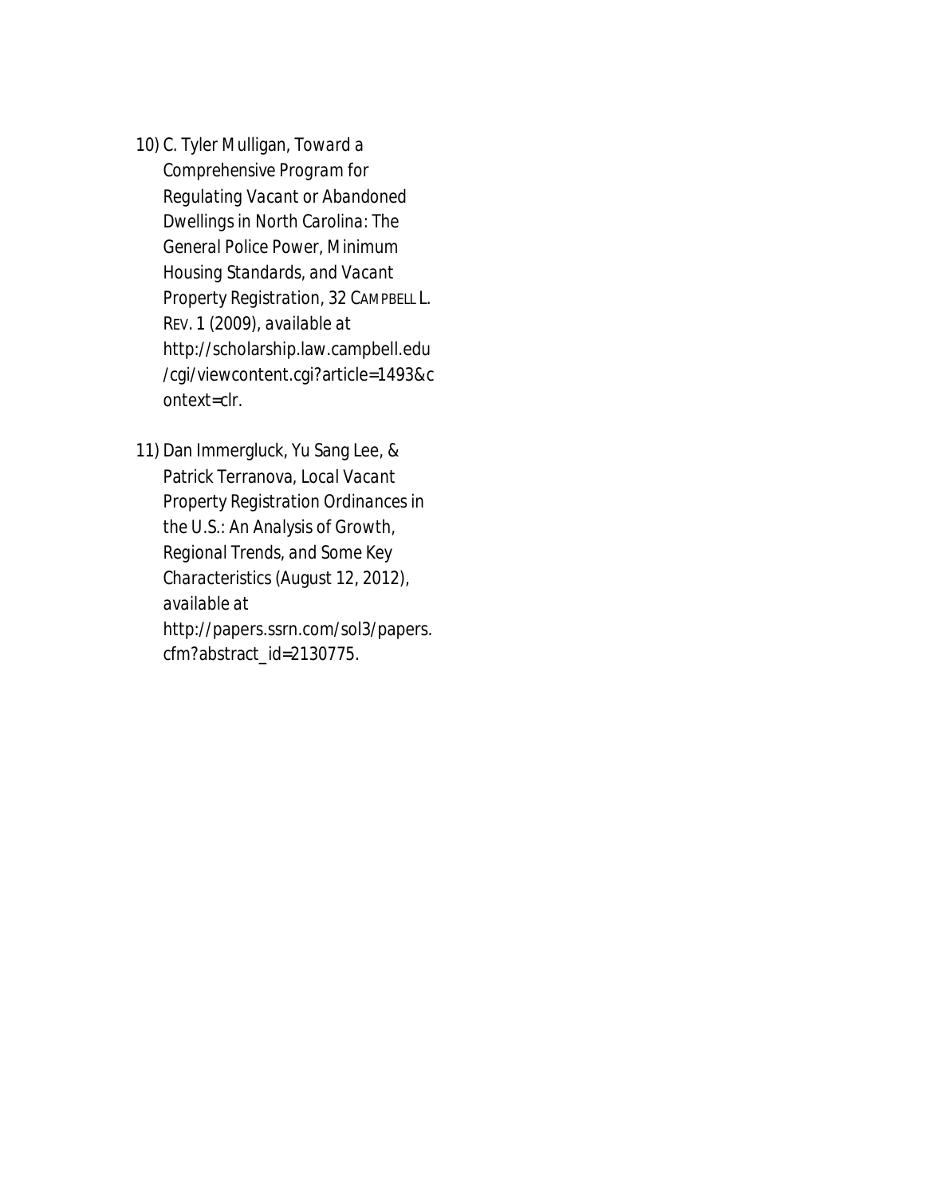10) C. Tyler Mulligan, *Toward a Comprehensive Program for Regulating Vacant or Abandoned Dwellings in North Carolina: The General Police Power, Minimum Housing Standards, and Vacant Property Registration*, 32 CAMPBELL L. REV. 1 (2009), *available at* http://scholarship.law.campbell.edu/cgi/viewcontent.cgi?article=1493&context=clr.

11) Dan Immergluck, Yu Sang Lee, & Patrick Terranova, *Local Vacant Property Registration Ordinances in the U.S.: An Analysis of Growth, Regional Trends, and Some Key Characteristics* (August 12, 2012), *available at* http://papers.ssrn.com/sol3/papers.cfm?abstract_id=2130775.